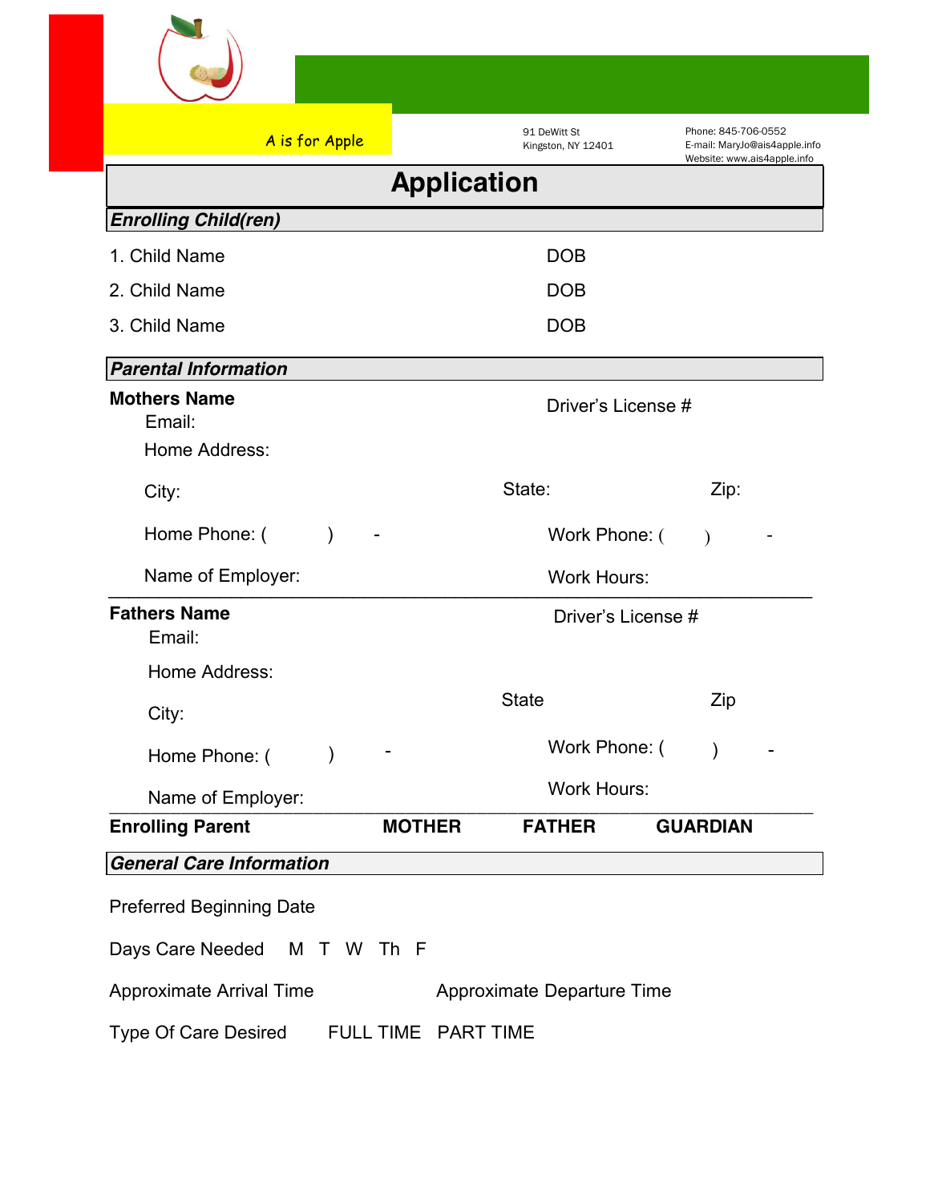A is for Apple

91 DeWitt St
Kingston, NY 12401

Phone: 845-706-0552
E-mail: MaryJo@ais4apple.info
Website: www.ais4apple.info

# Application

## *Enrolling Child(ren)*

1. Child Name DOB
2. Child Name DOB
3. Child Name DOB

## *Parental Information*

**Mothers Name** Driver's License #

Email:

Home Address:

City: State: Zip:

Home Phone: ( ) - Work Phone: ( ) -

Name of Employer: Work Hours:

---

**Fathers Name** Driver's License #

Email:

Home Address:

City: State Zip

Home Phone: ( ) - Work Phone: ( ) -

Name of Employer: Work Hours:

---

**Enrolling Parent** **MOTHER** **FATHER** **GUARDIAN**

## *General Care Information*

Preferred Beginning Date

Days Care Needed M T W Th F

Approximate Arrival Time Approximate Departure Time

Type Of Care Desired FULL TIME PART TIME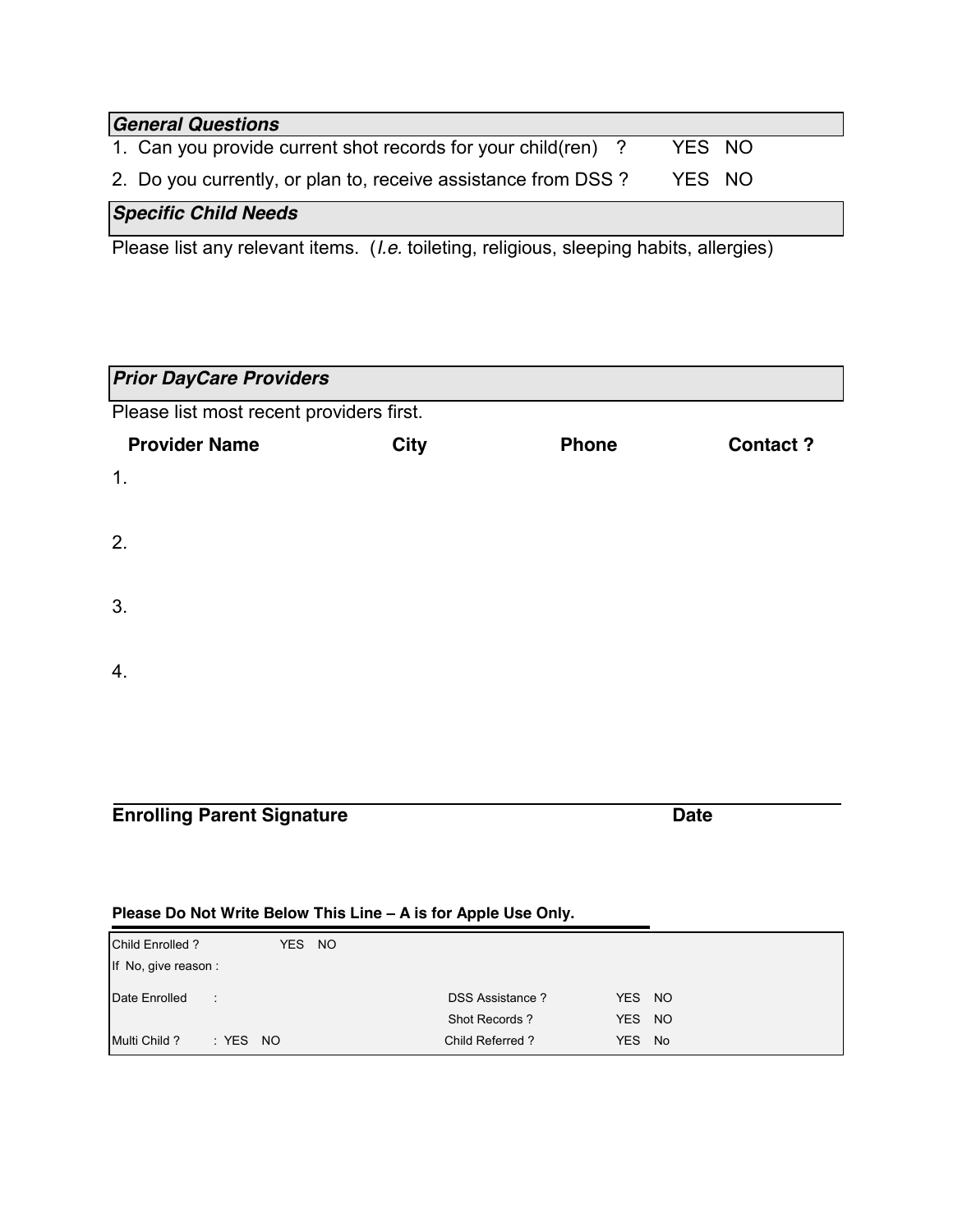### *General Questions*

1. Can you provide current shot records for your child(ren) ? YES NO
2. Do you currently, or plan to, receive assistance from DSS ? YES NO

### *Specific Child Needs*

Please list any relevant items. (*I.e.* toileting, religious, sleeping habits, allergies)

### *Prior DayCare Providers*

Please list most recent providers first.

| | Provider Name | City | Phone | Contact ? |
|---|---|---|---|---|
| 1. | | | | |
| 2. | | | | |
| 3. | | | | |
| 4. | | | | |

**Enrolling Parent Signature** **Date**

**Please Do Not Write Below This Line – A is for Apple Use Only.**

| | | | |
|---|---|---|---|
| Child Enrolled ? | YES NO | | |
| If No, give reason : | | | |
| Date Enrolled : | | DSS Assistance ? | YES NO |
| | | Shot Records ? | YES NO |
| Multi Child ? | : YES NO | Child Referred ? | YES No |